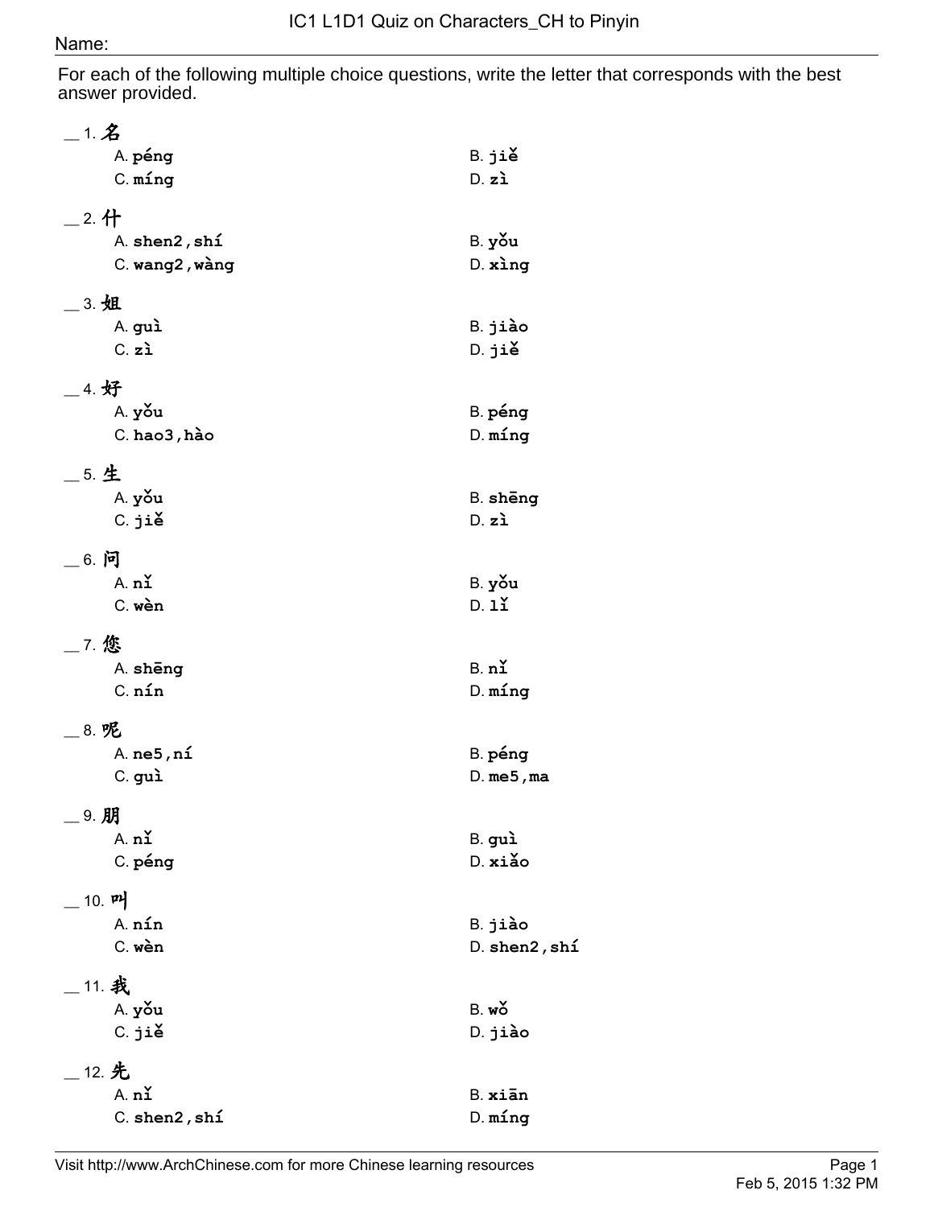# IC1 L1D1 Quiz on Characters_CH to Pinyin

Name:

For each of the following multiple choice questions, write the letter that corresponds with the best answer provided.

__ 1. 名

A. **péng** B. **jiě**
C. **míng** D. **zì**

__ 2. 什

A. **shen2,shí** B. **yǒu**
C. **wang2,wàng** D. **xìng**

__ 3. 姐

A. **guì** B. **jiào**
C. **zì** D. **jiě**

__ 4. 好

A. **yǒu** B. **péng**
C. **hao3,hào** D. **míng**

__ 5. 生

A. **yǒu** B. **shēng**
C. **jiě** D. **zì**

__ 6. 问

A. **nǐ** B. **yǒu**
C. **wèn** D. **lǐ**

__ 7. 您

A. **shēng** B. **nǐ**
C. **nín** D. **míng**

__ 8. 呢

A. **ne5,ní** B. **péng**
C. **guì** D. **me5,ma**

__ 9. 朋

A. **nǐ** B. **guì**
C. **péng** D. **xiǎo**

__ 10. 叫

A. **nín** B. **jiào**
C. **wèn** D. **shen2,shí**

__ 11. 我

A. **yǒu** B. **wǒ**
C. **jiě** D. **jiào**

__ 12. 先

A. **nǐ** B. **xiān**
C. **shen2,shí** D. **míng**

Visit http://www.ArchChinese.com for more Chinese learning resources

Feb 5, 2015 1:32 PM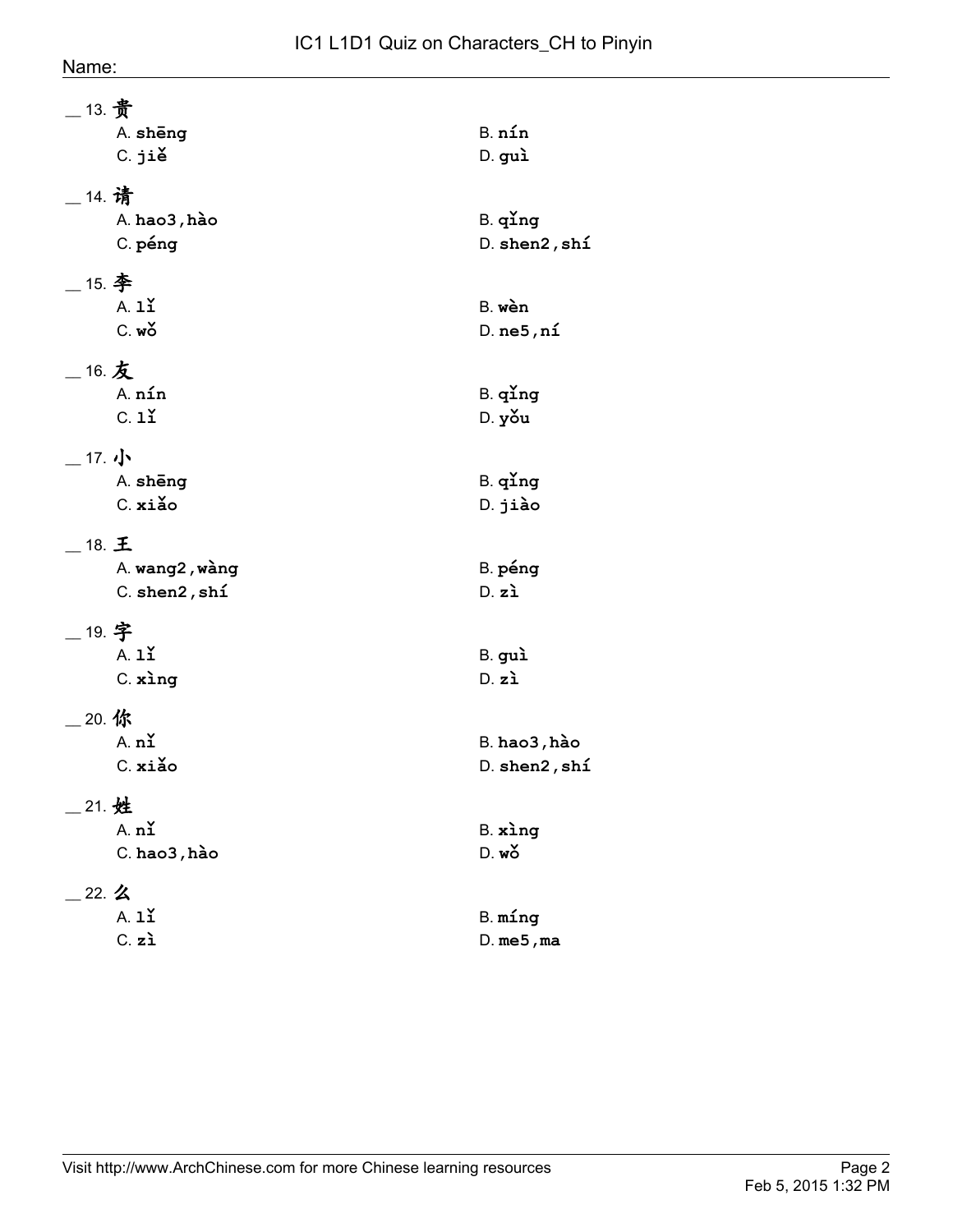IC1 L1D1 Quiz on Characters_CH to Pinyin

Name:

__ 13. 贵

A. **shēng** B. **nín**
C. **jiě** D. **guì**

__ 14. 请

A. **hao3,hào** B. **qǐng**
C. **péng** D. **shen2,shí**

__ 15. 李

A. **lǐ** B. **wèn**
C. **wǒ** D. **ne5,ní**

__ 16. 友

A. **nín** B. **qǐng**
C. **lǐ** D. **yǒu**

__ 17. 小

A. **shēng** B. **qǐng**
C. **xiǎo** D. **jiào**

__ 18. 王

A. **wang2,wàng** B. **péng**
C. **shen2,shí** D. **zì**

__ 19. 字

A. **lǐ** B. **guì**
C. **xìng** D. **zì**

__ 20. 你

A. **nǐ** B. **hao3,hào**
C. **xiǎo** D. **shen2,shí**

__ 21. 姓

A. **nǐ** B. **xìng**
C. **hao3,hào** D. **wǒ**

__ 22. 么

A. **lǐ** B. **míng**
C. **zì** D. **me5,ma**

Visit http://www.ArchChinese.com for more Chinese learning resources

Feb 5, 2015 1:32 PM